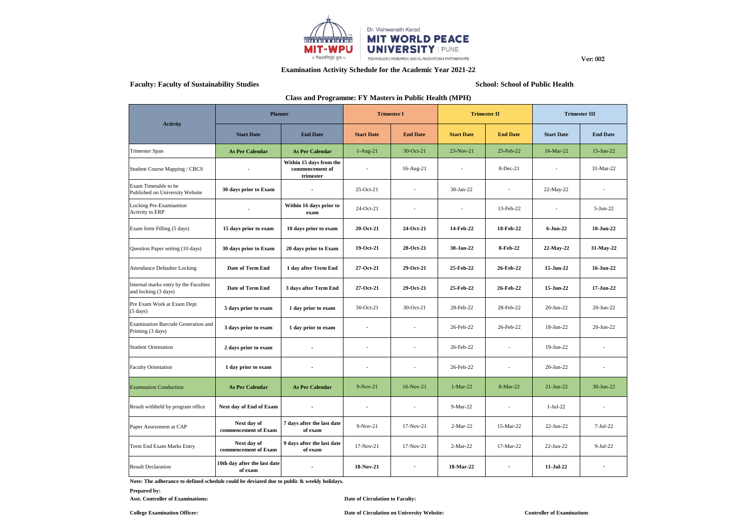Dr. Vishwanath Karad **MIT WORLD PEACE UNIVERSITY** | PUNE

TECHNOLOGY, RESEARCH, SOCIAL INNOVATION & PARTNERSHIPS

**Ver: 002**

## Examination Activity Schedule for the Academic Year 2021-22

**Faculty: Faculty of Sustainability Studies** 

**School: School of Public Health**

**Class and Programme: FY Masters in Public Health (MPH)**

| Activity | Planner | | Trimester I | | Trimester II | | Trimester III | |
|---|---|---|---|---|---|---|---|---|
| | Start Date | End Date | Start Date | End Date | Start Date | End Date | Start Date | End Date |
| Trimester Span | As Per Calendar | As Per Calendar | 1-Aug-21 | 30-Oct-21 | 23-Nov-21 | 25-Feb-22 | 16-Mar-22 | 15-Jun-22 |
| Student Course Mapping / CBCS | - | Within 15 days from the commencement of trimester | - | 16-Aug-21 | - | 8-Dec-21 | - | 31-Mar-22 |
| Exam Timetable to be Published on University Website | 30 days prior to Exam | - | 25-Oct-21 | - | 30-Jan-22 | - | 22-May-22 | - |
| Locking Pre-Examiantion Activity in ERP | - | Within 16 days prior to exam | 24-Oct-21 | - | - | 13-Feb-22 | - | 5-Jun-22 |
| Exam form Filling (5 days) | 15 days prior to exam | 10 days prior to exam | 20-Oct-21 | 24-Oct-21 | 14-Feb-22 | 18-Feb-22 | 6-Jun-22 | 10-Jun-22 |
| Question Paper setting (10 days) | 30 days prior to Exam | 20 days prior to Exam | 19-Oct-21 | 28-Oct-21 | 30-Jan-22 | 8-Feb-22 | 22-May-22 | 31-May-22 |
| Attendance Defaulter Locking | Date of Term End | 1 day after Term End | 27-Oct-21 | 29-Oct-21 | 25-Feb-22 | 26-Feb-22 | 15-Jun-22 | 16-Jun-22 |
| Internal marks entry by the Faculties and locking (3 days) | Date of Term End | 3 days after Term End | 27-Oct-21 | 29-Oct-21 | 25-Feb-22 | 26-Feb-22 | 15-Jun-22 | 17-Jun-22 |
| Pre Exam Work at Exam Dept (5 days) | 5 days prior to exam | 1 day prior to exam | 30-Oct-21 | 30-Oct-21 | 28-Feb-22 | 28-Feb-22 | 20-Jun-22 | 20-Jun-22 |
| Examination Barcode Generation and Printing (3 days) | 3 days prior to exam | 1 day prior to exam | - | - | 26-Feb-22 | 26-Feb-22 | 18-Jun-22 | 20-Jun-22 |
| Student Orientation | 2 days prior to exam | - | - | - | 26-Feb-22 | - | 19-Jun-22 | - |
| Faculty Orientation | 1 day prior to exam | - | - | - | 26-Feb-22 | - | 20-Jun-22 | - |
| Examnation Conduction | As Per Calendar | As Per Calendar | 9-Nov-21 | 16-Nov-21 | 1-Mar-22 | 8-Mar-22 | 21-Jun-22 | 30-Jun-22 |
| Result withheld by program office | Next day of End of Exam | - | - | - | 9-Mar-22 | - | 1-Jul-22 | - |
| Paper Assessment at CAP | Next day of commencement of Exam | 7 days after the last date of exam | 9-Nov-21 | 17-Nov-21 | 2-Mar-22 | 15-Mar-22 | 22-Jun-22 | 7-Jul-22 |
| Term End Exam Marks Entry | Next day of commencement of Exam | 9 days after the last date of exam | 17-Nov-21 | 17-Nov-21 | 2-Mar-22 | 17-Mar-22 | 22-Jun-22 | 9-Jul-22 |
| Result Declaration | 10th day after the last date of exam | - | 18-Nov-21 | - | 18-Mar-22 | - | 11-Jul-22 | - |

**Note: The adherance to defined schedule could be deviated due to public & weekly holidays.**

**Prepared by:**

**Asst. Controller of Examinations:**

**Date of Circulation to Faculty:**

**College Examination Officer:**

**Date of Circulation on University Website:**

**Controller of Examinations**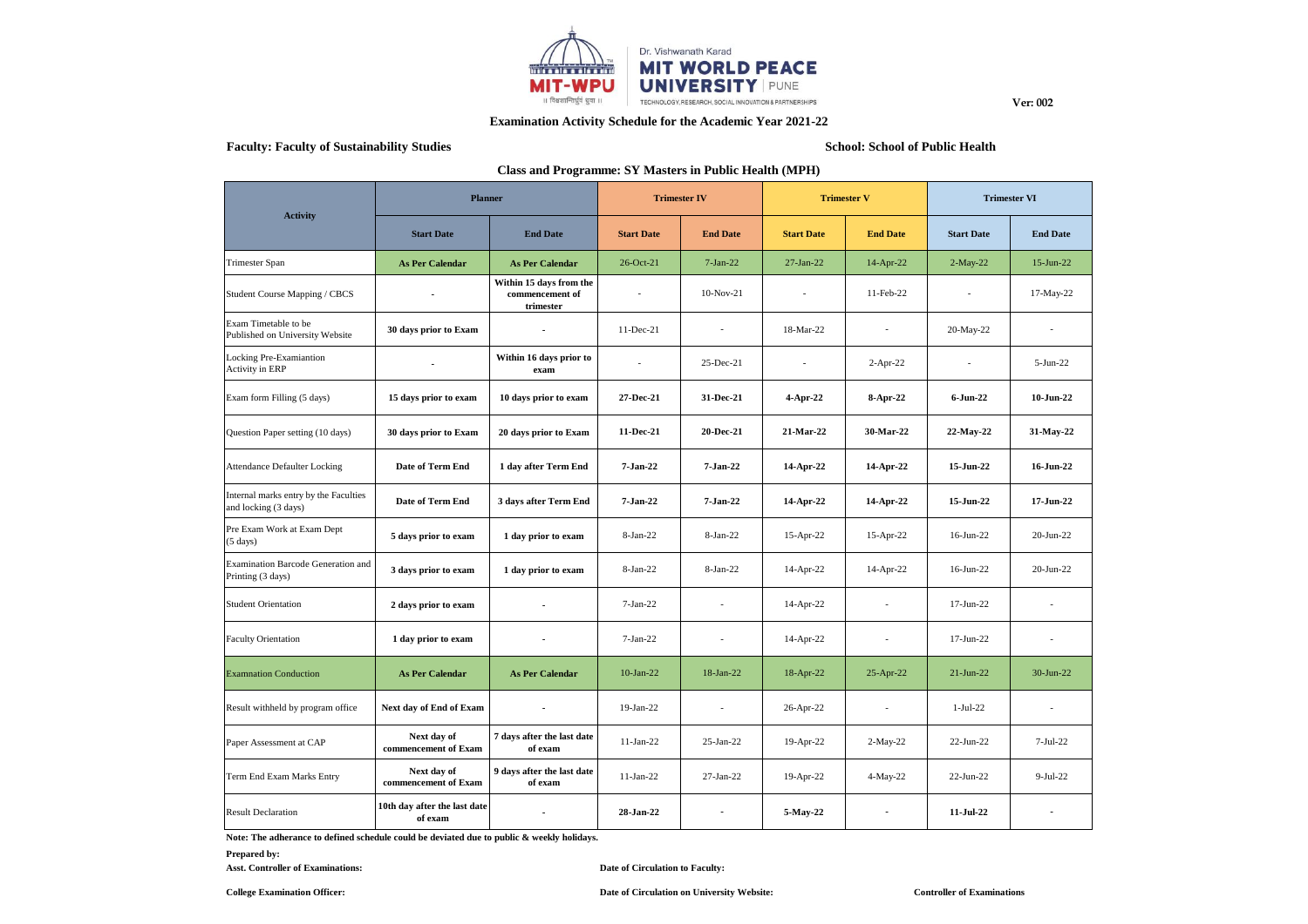Dr. Vishwanath Karad
MIT WORLD PEACE UNIVERSITY | PUNE
TECHNOLOGY, RESEARCH, SOCIAL INNOVATION & PARTNERSHIPS

MIT-WPU
॥ विश्वशान्तिर्ध्रुवं ध्रुवा ॥

**Ver: 002**

## Examination Activity Schedule for the Academic Year 2021-22

**Faculty: Faculty of Sustainability Studies** | **School: School of Public Health**

### Class and Programme: SY Masters in Public Health (MPH)

| Activity | Planner | | Trimester IV | | Trimester V | | Trimester VI | |
|---|---|---|---|---|---|---|---|---|
| | Start Date | End Date | Start Date | End Date | Start Date | End Date | Start Date | End Date |
| Trimester Span | As Per Calendar | As Per Calendar | 26-Oct-21 | 7-Jan-22 | 27-Jan-22 | 14-Apr-22 | 2-May-22 | 15-Jun-22 |
| Student Course Mapping / CBCS | - | Within 15 days from the commencement of trimester | - | 10-Nov-21 | - | 11-Feb-22 | - | 17-May-22 |
| Exam Timetable to be Published on University Website | 30 days prior to Exam | - | 11-Dec-21 | - | 18-Mar-22 | - | 20-May-22 | - |
| Locking Pre-Examiantion Activity in ERP | - | Within 16 days prior to exam | - | 25-Dec-21 | - | 2-Apr-22 | - | 5-Jun-22 |
| Exam form Filling (5 days) | 15 days prior to exam | 10 days prior to exam | 27-Dec-21 | 31-Dec-21 | 4-Apr-22 | 8-Apr-22 | 6-Jun-22 | 10-Jun-22 |
| Question Paper setting (10 days) | 30 days prior to Exam | 20 days prior to Exam | 11-Dec-21 | 20-Dec-21 | 21-Mar-22 | 30-Mar-22 | 22-May-22 | 31-May-22 |
| Attendance Defaulter Locking | Date of Term End | 1 day after Term End | 7-Jan-22 | 7-Jan-22 | 14-Apr-22 | 14-Apr-22 | 15-Jun-22 | 16-Jun-22 |
| Internal marks entry by the Faculties and locking (3 days) | Date of Term End | 3 days after Term End | 7-Jan-22 | 7-Jan-22 | 14-Apr-22 | 14-Apr-22 | 15-Jun-22 | 17-Jun-22 |
| Pre Exam Work at Exam Dept (5 days) | 5 days prior to exam | 1 day prior to exam | 8-Jan-22 | 8-Jan-22 | 15-Apr-22 | 15-Apr-22 | 16-Jun-22 | 20-Jun-22 |
| Examination Barcode Generation and Printing (3 days) | 3 days prior to exam | 1 day prior to exam | 8-Jan-22 | 8-Jan-22 | 14-Apr-22 | 14-Apr-22 | 16-Jun-22 | 20-Jun-22 |
| Student Orientation | 2 days prior to exam | - | 7-Jan-22 | - | 14-Apr-22 | - | 17-Jun-22 | - |
| Faculty Orientation | 1 day prior to exam | - | 7-Jan-22 | - | 14-Apr-22 | - | 17-Jun-22 | - |
| Examnation Conduction | As Per Calendar | As Per Calendar | 10-Jan-22 | 18-Jan-22 | 18-Apr-22 | 25-Apr-22 | 21-Jun-22 | 30-Jun-22 |
| Result withheld by program office | Next day of End of Exam | - | 19-Jan-22 | - | 26-Apr-22 | - | 1-Jul-22 | - |
| Paper Assessment at CAP | Next day of commencement of Exam | 7 days after the last date of exam | 11-Jan-22 | 25-Jan-22 | 19-Apr-22 | 2-May-22 | 22-Jun-22 | 7-Jul-22 |
| Term End Exam Marks Entry | Next day of commencement of Exam | 9 days after the last date of exam | 11-Jan-22 | 27-Jan-22 | 19-Apr-22 | 4-May-22 | 22-Jun-22 | 9-Jul-22 |
| Result Declaration | 10th day after the last date of exam | - | 28-Jan-22 | - | 5-May-22 | - | 11-Jul-22 | - |

**Note: The adherance to defined schedule could be deviated due to public & weekly holidays.**

**Prepared by:**

**Asst. Controller of Examinations:**

**Date of Circulation to Faculty:**

**College Examination Officer:**

**Date of Circulation on University Website:**

**Controller of Examinations**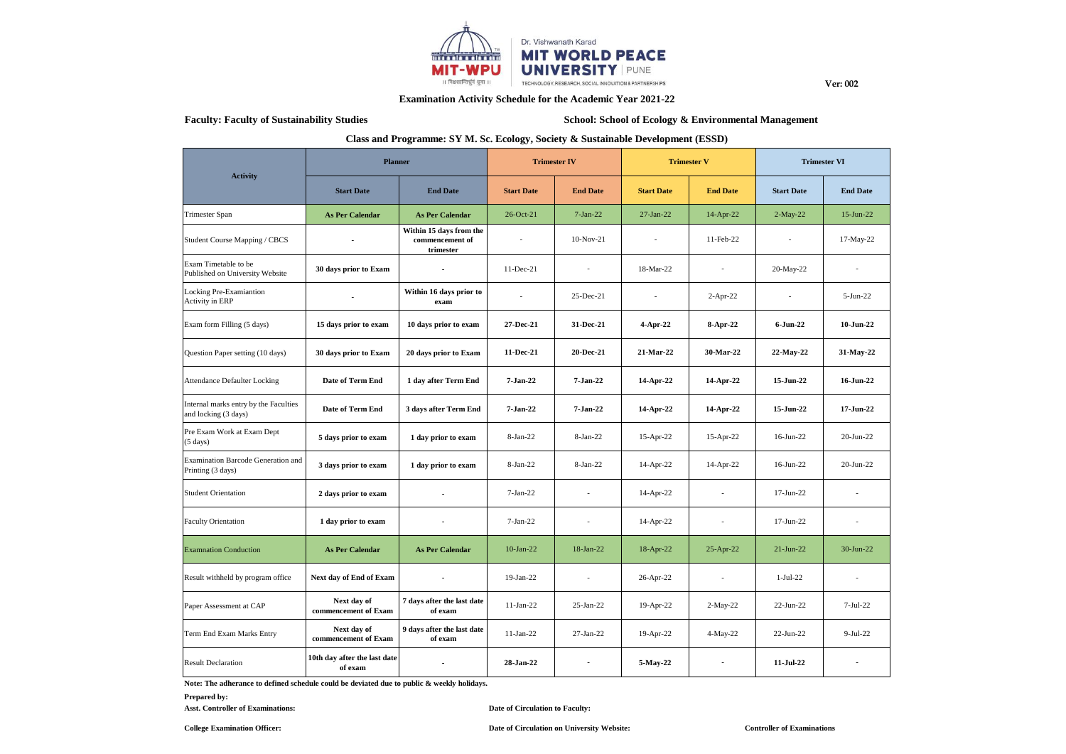Dr. Vishwanath Karad **MIT WORLD PEACE UNIVERSITY** | PUNE

TECHNOLOGY, RESEARCH, SOCIAL INNOVATION & PARTNERSHIPS

**Ver: 002**

## Examination Activity Schedule for the Academic Year 2021-22

**Faculty: Faculty of Sustainability Studies** | **School: School of Ecology & Environmental Management**

**Class and Programme: SY M. Sc. Ecology, Society & Sustainable Development (ESSD)**

| Activity | Planner | | Trimester IV | | Trimester V | | Trimester VI | |
|---|---|---|---|---|---|---|---|---|
| | Start Date | End Date | Start Date | End Date | Start Date | End Date | Start Date | End Date |
| Trimester Span | As Per Calendar | As Per Calendar | 26-Oct-21 | 7-Jan-22 | 27-Jan-22 | 14-Apr-22 | 2-May-22 | 15-Jun-22 |
| Student Course Mapping / CBCS | - | Within 15 days from the commencement of trimester | - | 10-Nov-21 | - | 11-Feb-22 | - | 17-May-22 |
| Exam Timetable to be Published on University Website | 30 days prior to Exam | - | 11-Dec-21 | - | 18-Mar-22 | - | 20-May-22 | - |
| Locking Pre-Examiantion Activity in ERP | - | Within 16 days prior to exam | - | 25-Dec-21 | - | 2-Apr-22 | - | 5-Jun-22 |
| Exam form Filling (5 days) | 15 days prior to exam | 10 days prior to exam | 27-Dec-21 | 31-Dec-21 | 4-Apr-22 | 8-Apr-22 | 6-Jun-22 | 10-Jun-22 |
| Question Paper setting (10 days) | 30 days prior to Exam | 20 days prior to Exam | 11-Dec-21 | 20-Dec-21 | 21-Mar-22 | 30-Mar-22 | 22-May-22 | 31-May-22 |
| Attendance Defaulter Locking | Date of Term End | 1 day after Term End | 7-Jan-22 | 7-Jan-22 | 14-Apr-22 | 14-Apr-22 | 15-Jun-22 | 16-Jun-22 |
| Internal marks entry by the Faculties and locking (3 days) | Date of Term End | 3 days after Term End | 7-Jan-22 | 7-Jan-22 | 14-Apr-22 | 14-Apr-22 | 15-Jun-22 | 17-Jun-22 |
| Pre Exam Work at Exam Dept (5 days) | 5 days prior to exam | 1 day prior to exam | 8-Jan-22 | 8-Jan-22 | 15-Apr-22 | 15-Apr-22 | 16-Jun-22 | 20-Jun-22 |
| Examination Barcode Generation and Printing (3 days) | 3 days prior to exam | 1 day prior to exam | 8-Jan-22 | 8-Jan-22 | 14-Apr-22 | 14-Apr-22 | 16-Jun-22 | 20-Jun-22 |
| Student Orientation | 2 days prior to exam | - | 7-Jan-22 | - | 14-Apr-22 | - | 17-Jun-22 | - |
| Faculty Orientation | 1 day prior to exam | - | 7-Jan-22 | - | 14-Apr-22 | - | 17-Jun-22 | - |
| Examnation Conduction | As Per Calendar | As Per Calendar | 10-Jan-22 | 18-Jan-22 | 18-Apr-22 | 25-Apr-22 | 21-Jun-22 | 30-Jun-22 |
| Result withheld by program office | Next day of End of Exam | - | 19-Jan-22 | - | 26-Apr-22 | - | 1-Jul-22 | - |
| Paper Assessment at CAP | Next day of commencement of Exam | 7 days after the last date of exam | 11-Jan-22 | 25-Jan-22 | 19-Apr-22 | 2-May-22 | 22-Jun-22 | 7-Jul-22 |
| Term End Exam Marks Entry | Next day of commencement of Exam | 9 days after the last date of exam | 11-Jan-22 | 27-Jan-22 | 19-Apr-22 | 4-May-22 | 22-Jun-22 | 9-Jul-22 |
| Result Declaration | 10th day after the last date of exam | - | 28-Jan-22 | - | 5-May-22 | - | 11-Jul-22 | - |

**Note: The adherance to defined schedule could be deviated due to public & weekly holidays.**

**Prepared by:**

**Asst. Controller of Examinations:** | **Date of Circulation to Faculty:**

**College Examination Officer:** | **Date of Circulation on University Website:** | **Controller of Examinations**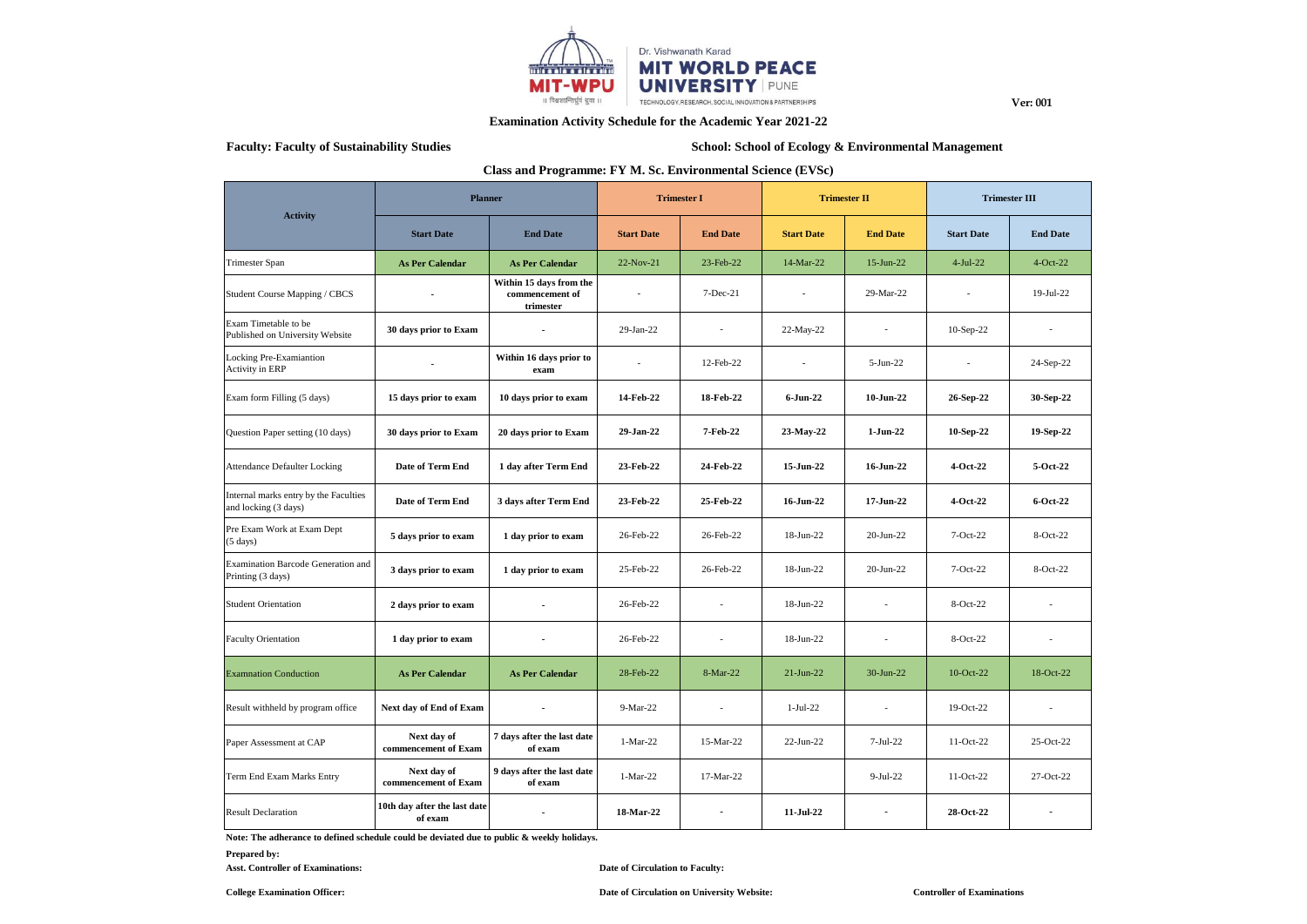Dr. Vishwanath Karad
**MIT WORLD PEACE UNIVERSITY** | PUNE
TECHNOLOGY, RESEARCH, SOCIAL INNOVATION & PARTNERSHIPS

**Ver: 001**

**Examination Activity Schedule for the Academic Year 2021-22**

**Faculty: Faculty of Sustainability Studies** **School: School of Ecology & Environmental Management**

**Class and Programme: FY M. Sc. Environmental Science (EVSc)**

| Activity | Planner | | Trimester I | | Trimester II | | Trimester III | |
|---|---|---|---|---|---|---|---|---|
| | Start Date | End Date | Start Date | End Date | Start Date | End Date | Start Date | End Date |
| Trimester Span | **As Per Calendar** | **As Per Calendar** | 22-Nov-21 | 23-Feb-22 | 14-Mar-22 | 15-Jun-22 | 4-Jul-22 | 4-Oct-22 |
| Student Course Mapping / CBCS | - | **Within 15 days from the commencement of trimester** | - | 7-Dec-21 | - | 29-Mar-22 | - | 19-Jul-22 |
| Exam Timetable to be Published on University Website | **30 days prior to Exam** | - | 29-Jan-22 | - | 22-May-22 | - | 10-Sep-22 | - |
| Locking Pre-Examiantion Activity in ERP | - | **Within 16 days prior to exam** | - | 12-Feb-22 | - | 5-Jun-22 | - | 24-Sep-22 |
| Exam form Filling (5 days) | **15 days prior to exam** | **10 days prior to exam** | **14-Feb-22** | **18-Feb-22** | **6-Jun-22** | **10-Jun-22** | **26-Sep-22** | **30-Sep-22** |
| Question Paper setting (10 days) | **30 days prior to Exam** | **20 days prior to Exam** | **29-Jan-22** | **7-Feb-22** | **23-May-22** | **1-Jun-22** | **10-Sep-22** | **19-Sep-22** |
| Attendance Defaulter Locking | **Date of Term End** | **1 day after Term End** | **23-Feb-22** | **24-Feb-22** | **15-Jun-22** | **16-Jun-22** | **4-Oct-22** | **5-Oct-22** |
| Internal marks entry by the Faculties and locking (3 days) | **Date of Term End** | **3 days after Term End** | **23-Feb-22** | **25-Feb-22** | **16-Jun-22** | **17-Jun-22** | **4-Oct-22** | **6-Oct-22** |
| Pre Exam Work at Exam Dept (5 days) | **5 days prior to exam** | **1 day prior to exam** | 26-Feb-22 | 26-Feb-22 | 18-Jun-22 | 20-Jun-22 | 7-Oct-22 | 8-Oct-22 |
| Examination Barcode Generation and Printing (3 days) | **3 days prior to exam** | **1 day prior to exam** | 25-Feb-22 | 26-Feb-22 | 18-Jun-22 | 20-Jun-22 | 7-Oct-22 | 8-Oct-22 |
| Student Orientation | **2 days prior to exam** | - | 26-Feb-22 | - | 18-Jun-22 | - | 8-Oct-22 | - |
| Faculty Orientation | **1 day prior to exam** | - | 26-Feb-22 | - | 18-Jun-22 | - | 8-Oct-22 | - |
| Examnation Conduction | **As Per Calendar** | **As Per Calendar** | 28-Feb-22 | 8-Mar-22 | 21-Jun-22 | 30-Jun-22 | 10-Oct-22 | 18-Oct-22 |
| Result withheld by program office | **Next day of End of Exam** | - | 9-Mar-22 | - | 1-Jul-22 | - | 19-Oct-22 | - |
| Paper Assessment at CAP | **Next day of commencement of Exam** | **7 days after the last date of exam** | 1-Mar-22 | 15-Mar-22 | 22-Jun-22 | 7-Jul-22 | 11-Oct-22 | 25-Oct-22 |
| Term End Exam Marks Entry | **Next day of commencement of Exam** | **9 days after the last date of exam** | 1-Mar-22 | 17-Mar-22 | | 9-Jul-22 | 11-Oct-22 | 27-Oct-22 |
| Result Declaration | **10th day after the last date of exam** | - | **18-Mar-22** | - | **11-Jul-22** | - | **28-Oct-22** | - |

**Note: The adherance to defined schedule could be deviated due to public & weekly holidays.**

**Prepared by:**

**Asst. Controller of Examinations:** **Date of Circulation to Faculty:**

**College Examination Officer:** **Date of Circulation on University Website:** **Controller of Examinations**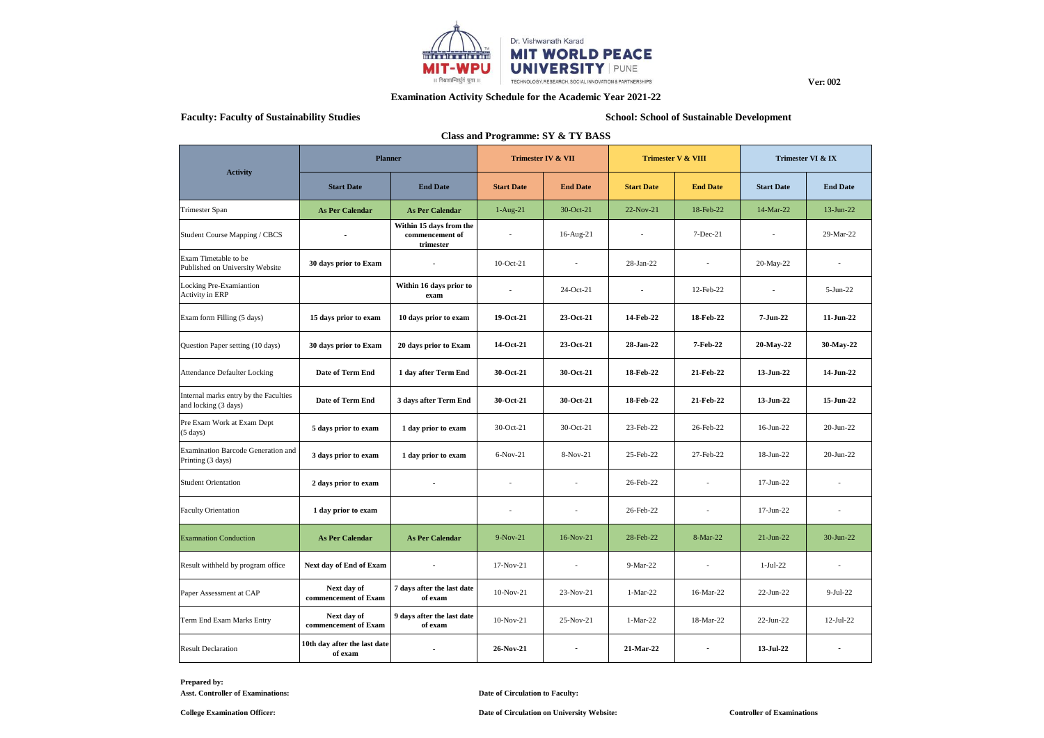Dr. Vishwanath Karad
MIT WORLD PEACE UNIVERSITY | PUNE
TECHNOLOGY, RESEARCH, SOCIAL INNOVATION & PARTNERSHIPS

**Ver: 002**

## Examination Activity Schedule for the Academic Year 2021-22

**Faculty: Faculty of Sustainability Studies** **School: School of Sustainable Development**

### Class and Programme: SY & TY BASS

| Activity | Planner | | Trimester IV & VII | | Trimester V & VIII | | Trimester VI & IX | |
|---|---|---|---|---|---|---|---|---|
| | Start Date | End Date | Start Date | End Date | Start Date | End Date | Start Date | End Date |
| Trimester Span | As Per Calendar | As Per Calendar | 1-Aug-21 | 30-Oct-21 | 22-Nov-21 | 18-Feb-22 | 14-Mar-22 | 13-Jun-22 |
| Student Course Mapping / CBCS | - | Within 15 days from the commencement of trimester | - | 16-Aug-21 | - | 7-Dec-21 | - | 29-Mar-22 |
| Exam Timetable to be Published on University Website | 30 days prior to Exam | - | 10-Oct-21 | - | 28-Jan-22 | - | 20-May-22 | - |
| Locking Pre-Examiantion Activity in ERP | | Within 16 days prior to exam | - | 24-Oct-21 | - | 12-Feb-22 | - | 5-Jun-22 |
| Exam form Filling (5 days) | 15 days prior to exam | 10 days prior to exam | 19-Oct-21 | 23-Oct-21 | 14-Feb-22 | 18-Feb-22 | 7-Jun-22 | 11-Jun-22 |
| Question Paper setting (10 days) | 30 days prior to Exam | 20 days prior to Exam | 14-Oct-21 | 23-Oct-21 | 28-Jan-22 | 7-Feb-22 | 20-May-22 | 30-May-22 |
| Attendance Defaulter Locking | Date of Term End | 1 day after Term End | 30-Oct-21 | 30-Oct-21 | 18-Feb-22 | 21-Feb-22 | 13-Jun-22 | 14-Jun-22 |
| Internal marks entry by the Faculties and locking (3 days) | Date of Term End | 3 days after Term End | 30-Oct-21 | 30-Oct-21 | 18-Feb-22 | 21-Feb-22 | 13-Jun-22 | 15-Jun-22 |
| Pre Exam Work at Exam Dept (5 days) | 5 days prior to exam | 1 day prior to exam | 30-Oct-21 | 30-Oct-21 | 23-Feb-22 | 26-Feb-22 | 16-Jun-22 | 20-Jun-22 |
| Examination Barcode Generation and Printing (3 days) | 3 days prior to exam | 1 day prior to exam | 6-Nov-21 | 8-Nov-21 | 25-Feb-22 | 27-Feb-22 | 18-Jun-22 | 20-Jun-22 |
| Student Orientation | 2 days prior to exam | - | - | - | 26-Feb-22 | - | 17-Jun-22 | - |
| Faculty Orientation | 1 day prior to exam | | - | - | 26-Feb-22 | - | 17-Jun-22 | - |
| Examnation Conduction | As Per Calendar | As Per Calendar | 9-Nov-21 | 16-Nov-21 | 28-Feb-22 | 8-Mar-22 | 21-Jun-22 | 30-Jun-22 |
| Result withheld by program office | Next day of End of Exam | - | 17-Nov-21 | - | 9-Mar-22 | - | 1-Jul-22 | - |
| Paper Assessment at CAP | Next day of commencement of Exam | 7 days after the last date of exam | 10-Nov-21 | 23-Nov-21 | 1-Mar-22 | 16-Mar-22 | 22-Jun-22 | 9-Jul-22 |
| Term End Exam Marks Entry | Next day of commencement of Exam | 9 days after the last date of exam | 10-Nov-21 | 25-Nov-21 | 1-Mar-22 | 18-Mar-22 | 22-Jun-22 | 12-Jul-22 |
| Result Declaration | 10th day after the last date of exam | - | 26-Nov-21 | - | 21-Mar-22 | - | 13-Jul-22 | - |

**Prepared by:**

**Asst. Controller of Examinations:** **Date of Circulation to Faculty:**

**College Examination Officer:** **Date of Circulation on University Website:** **Controller of Examinations**